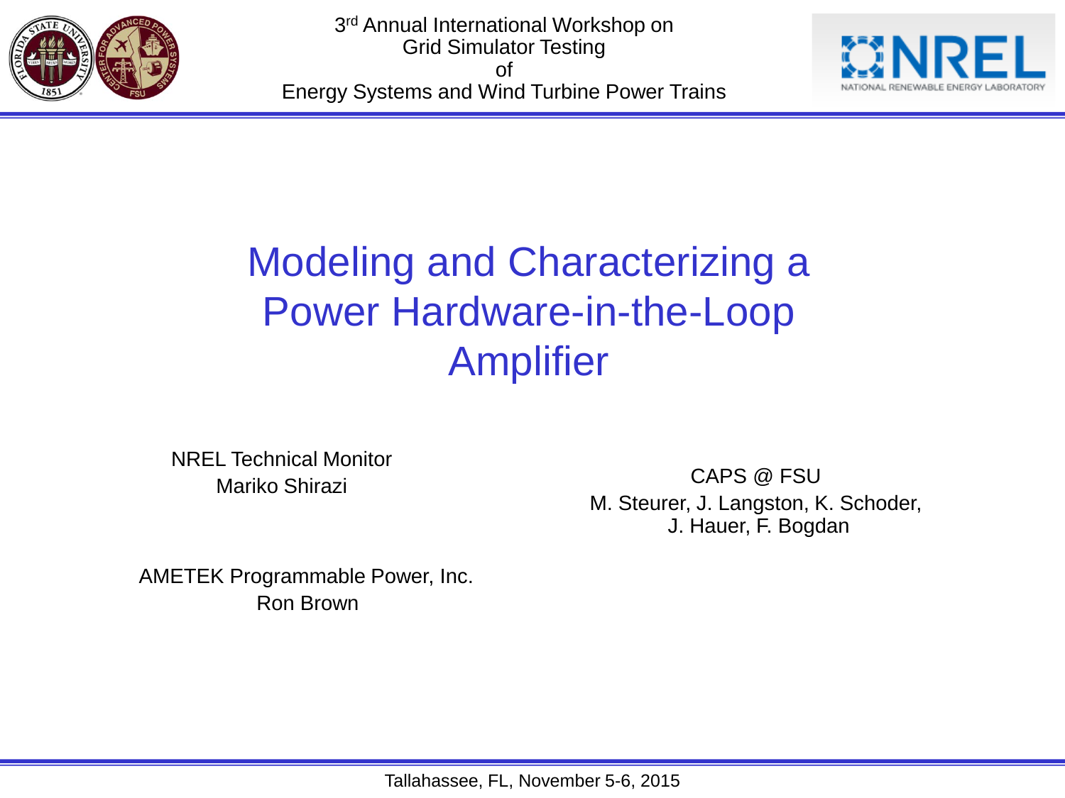3rd Annual International Workshop on
Grid Simulator Testing
of
Energy Systems and Wind Turbine Power Trains

# Modeling and Characterizing a Power Hardware-in-the-Loop Amplifier

NREL Technical Monitor
Mariko Shirazi

CAPS @ FSU
M. Steurer, J. Langston, K. Schoder,
J. Hauer, F. Bogdan

AMETEK Programmable Power, Inc.
Ron Brown

Tallahassee, FL, November 5-6, 2015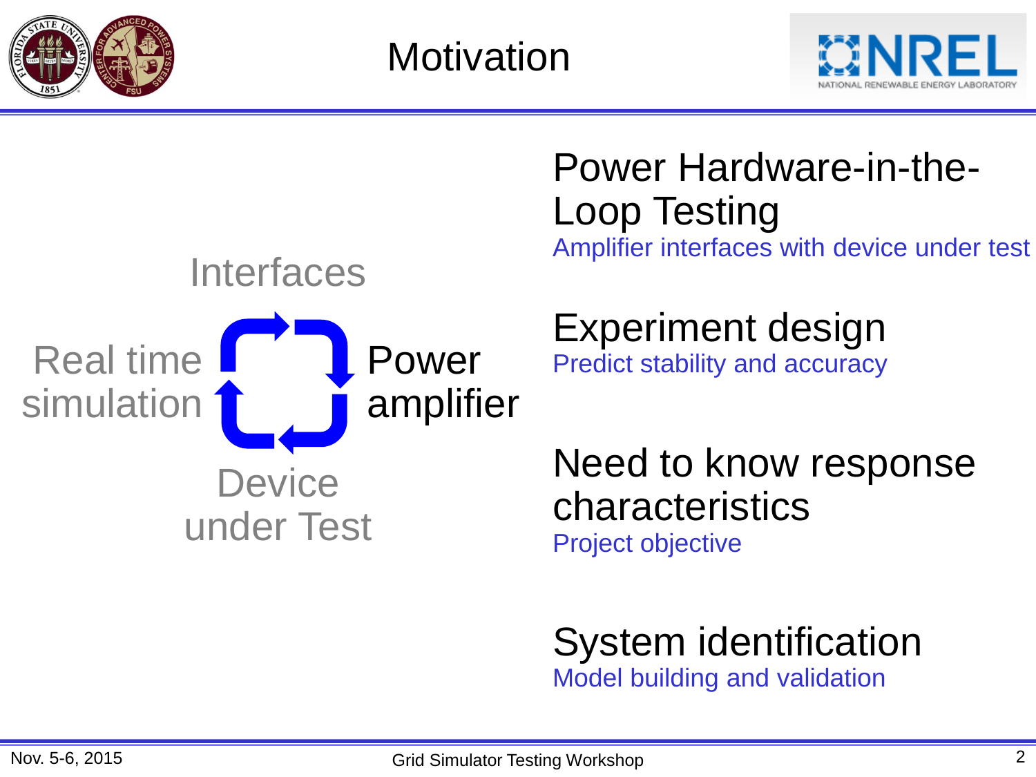# Motivation

Interfaces

Real time simulation

Power amplifier

Device under Test

## Power Hardware-in-the-Loop Testing

Amplifier interfaces with device under test

## Experiment design

Predict stability and accuracy

## Need to know response characteristics

Project objective

## System identification

Model building and validation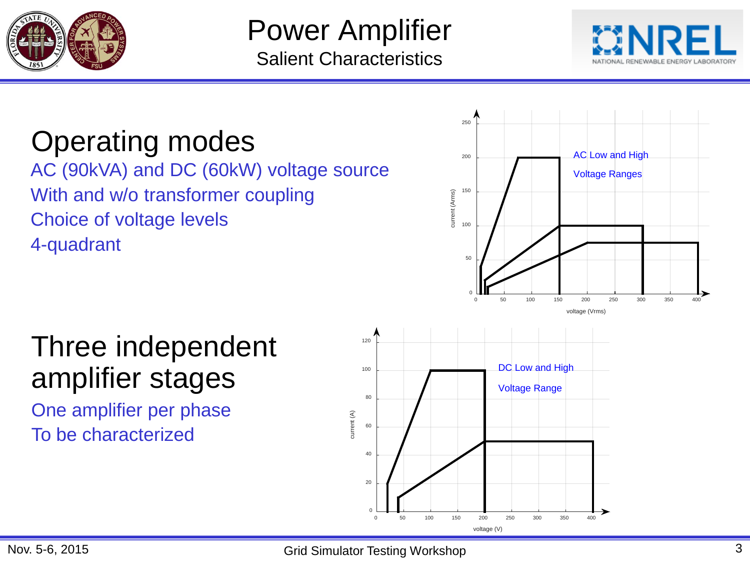# Power Amplifier

## Salient Characteristics

## Operating modes

AC (90kVA) and DC (60kW) voltage source

With and w/o transformer coupling

Choice of voltage levels

4-quadrant

AC Low and High Voltage Ranges

## Three independent amplifier stages

One amplifier per phase

To be characterized

DC Low and High Voltage Range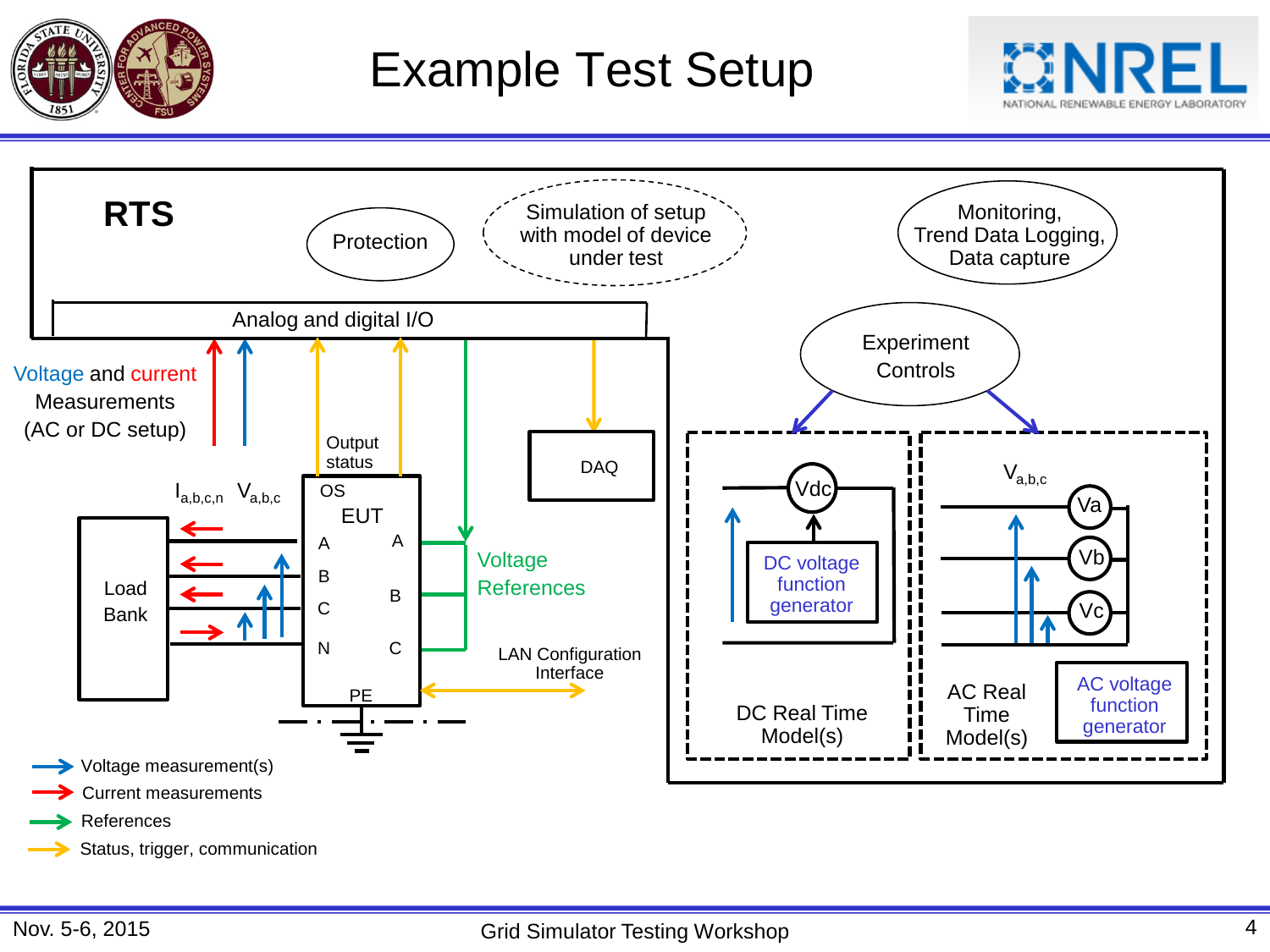# Example Test Setup

**RTS**

Protection

Simulation of setup with model of device under test

Monitoring, Trend Data Logging, Data capture

Analog and digital I/O

Experiment Controls

Voltage and current Measurements (AC or DC setup)

Output status

DAQ

$I_{a,b,c,n}$ $V_{a,b,c}$

Load Bank

OS

EUT

A B C N

A B C

PE

Voltage References

LAN Configuration Interface

Vdc

DC voltage function generator

DC Real Time Model(s)

$V_{a,b,c}$

Va Vb Vc

AC Real Time Model(s)

AC voltage function generator

- Voltage measurement(s)
- Current measurements
- References
- Status, trigger, communication

Nov. 5-6, 2015 Grid Simulator Testing Workshop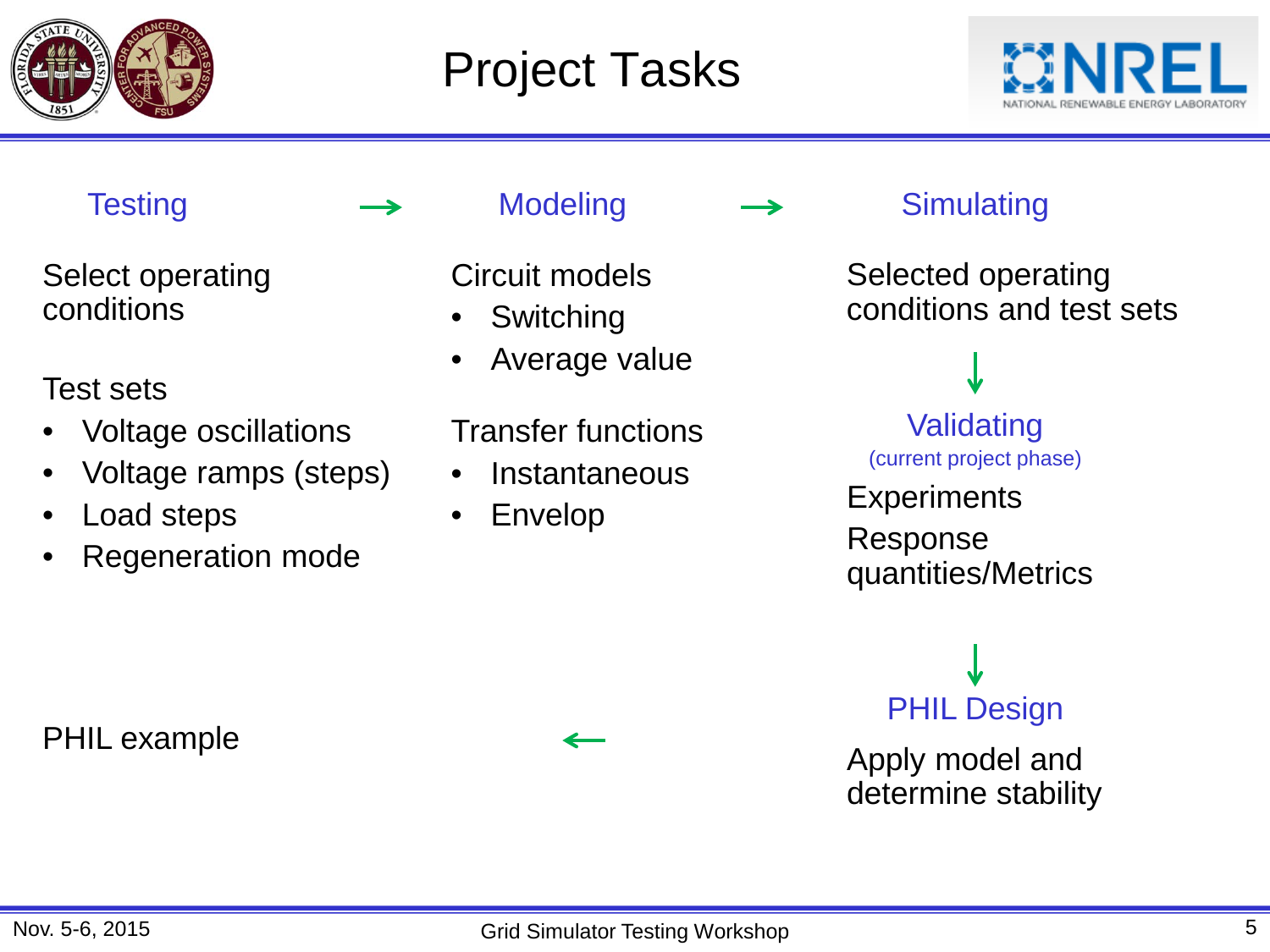# Project Tasks

## Testing →

Select operating conditions

Test sets

- Voltage oscillations
- Voltage ramps (steps)
- Load steps
- Regeneration mode

## Modeling →

Circuit models

- Switching
- Average value

Transfer functions

- Instantaneous
- Envelop

## Simulating

Selected operating conditions and test sets

↓

## Validating

(current project phase)

Experiments

Response quantities/Metrics

↓

## PHIL Design

Apply model and determine stability

←

PHIL example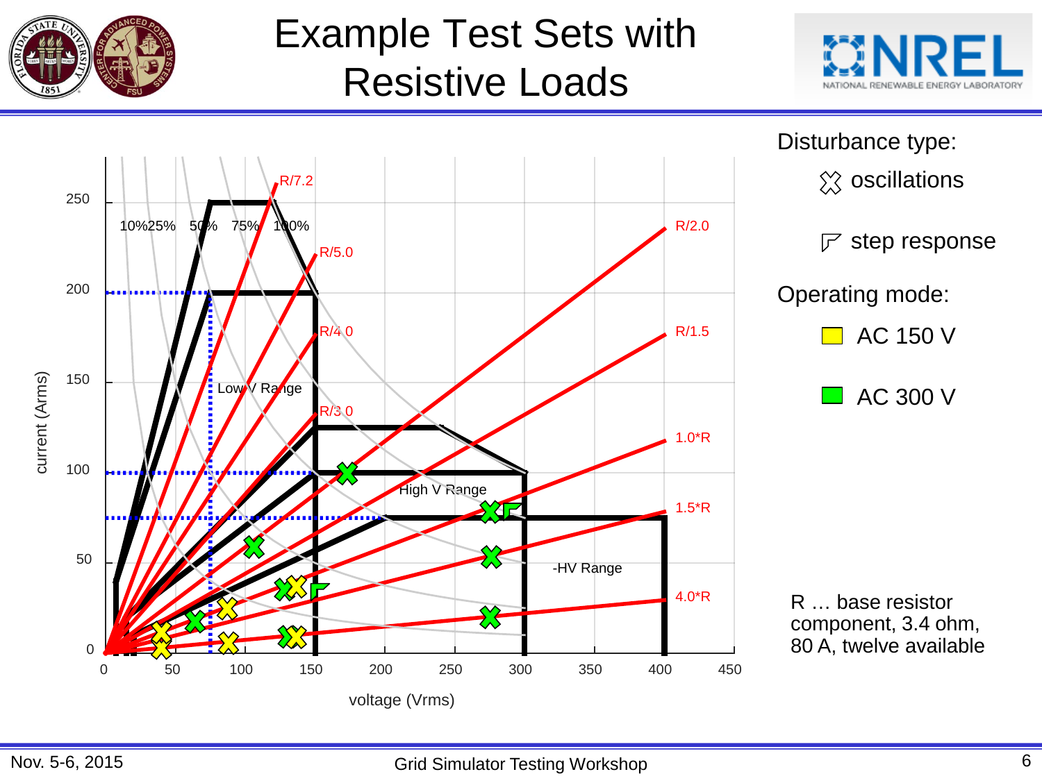# Example Test Sets with Resistive Loads

10% 25% 50% 75% 100%

R/7.2

R/5.0

R/4.0

R/3.0

R/2.0

R/1.5

1.0*R

1.5*R

4.0*R

Low V Range

High V Range

-HV Range

current (Arms)

voltage (Vrms)

0, 50, 100, 150, 200, 250

0, 50, 100, 150, 200, 250, 300, 350, 400, 450

Disturbance type:

- oscillations
- step response

Operating mode:

- AC 150 V
- AC 300 V

R … base resistor component, 3.4 ohm, 80 A, twelve available

Nov. 5-6, 2015 Grid Simulator Testing Workshop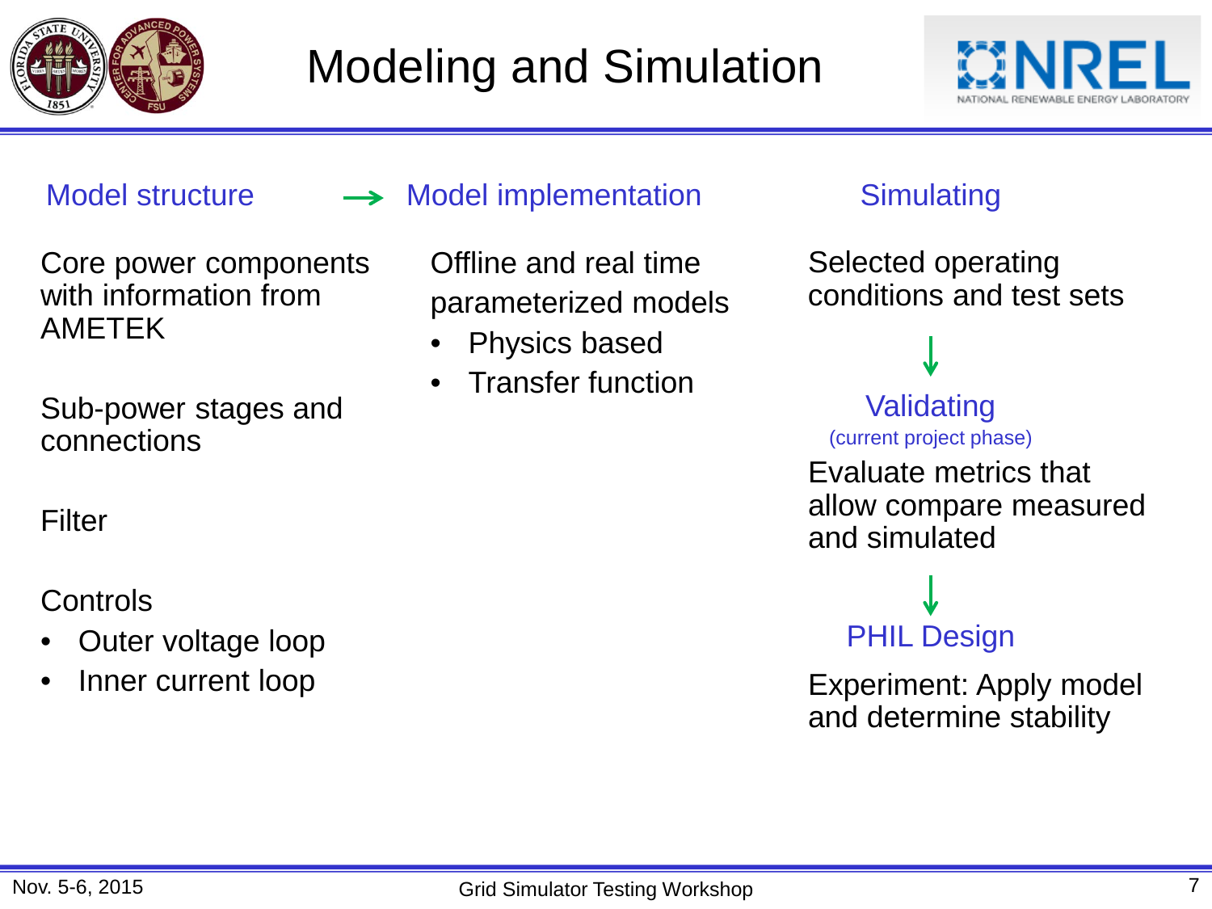# Modeling and Simulation

## Model structure → Model implementation

### Model structure

Core power components with information from AMETEK

Sub-power stages and connections

Filter

Controls

- Outer voltage loop
- Inner current loop

### Model implementation

Offline and real time parameterized models

- Physics based
- Transfer function

## Simulating

Selected operating conditions and test sets

↓

## Validating

(current project phase)

Evaluate metrics that allow compare measured and simulated

↓

## PHIL Design

Experiment: Apply model and determine stability

Nov. 5-6, 2015

Grid Simulator Testing Workshop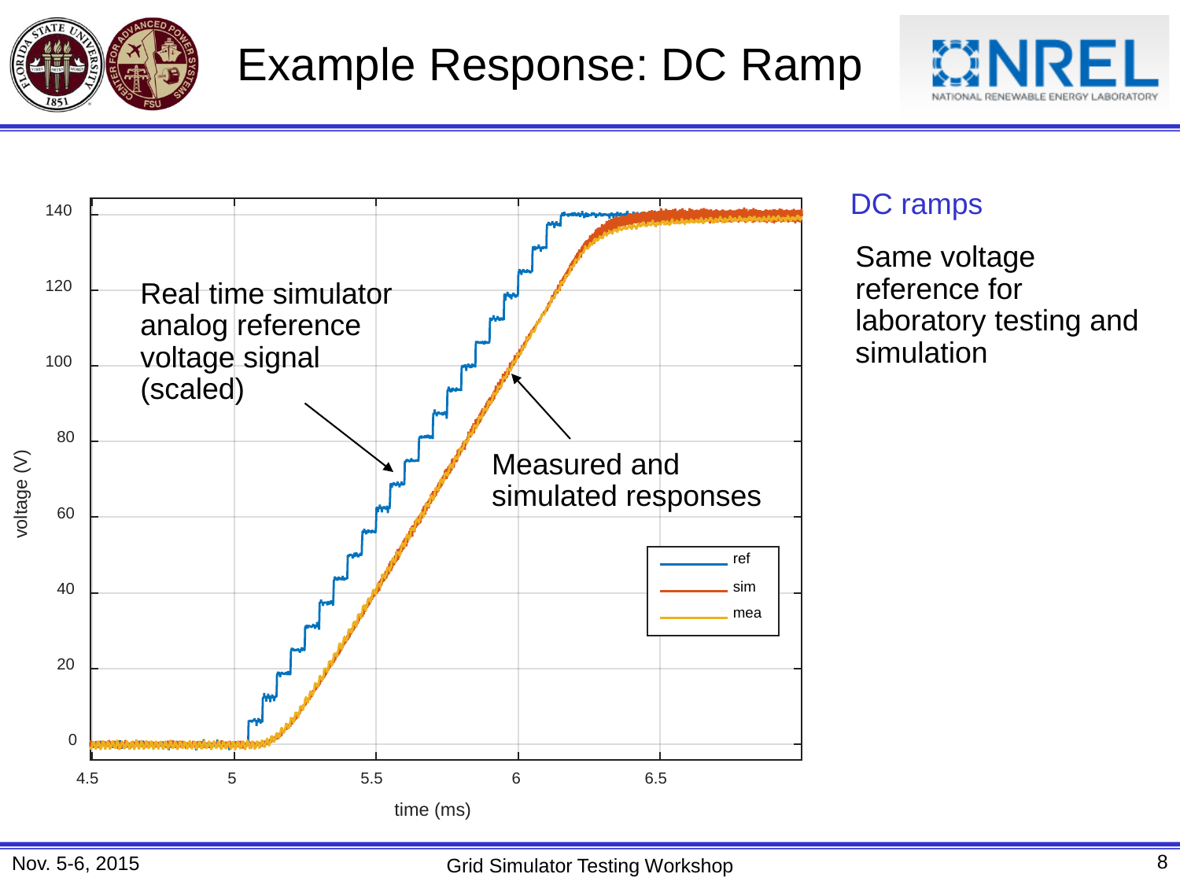# Example Response: DC Ramp

Real time simulator analog reference voltage signal (scaled)

Measured and simulated responses

## DC ramps

Same voltage reference for laboratory testing and simulation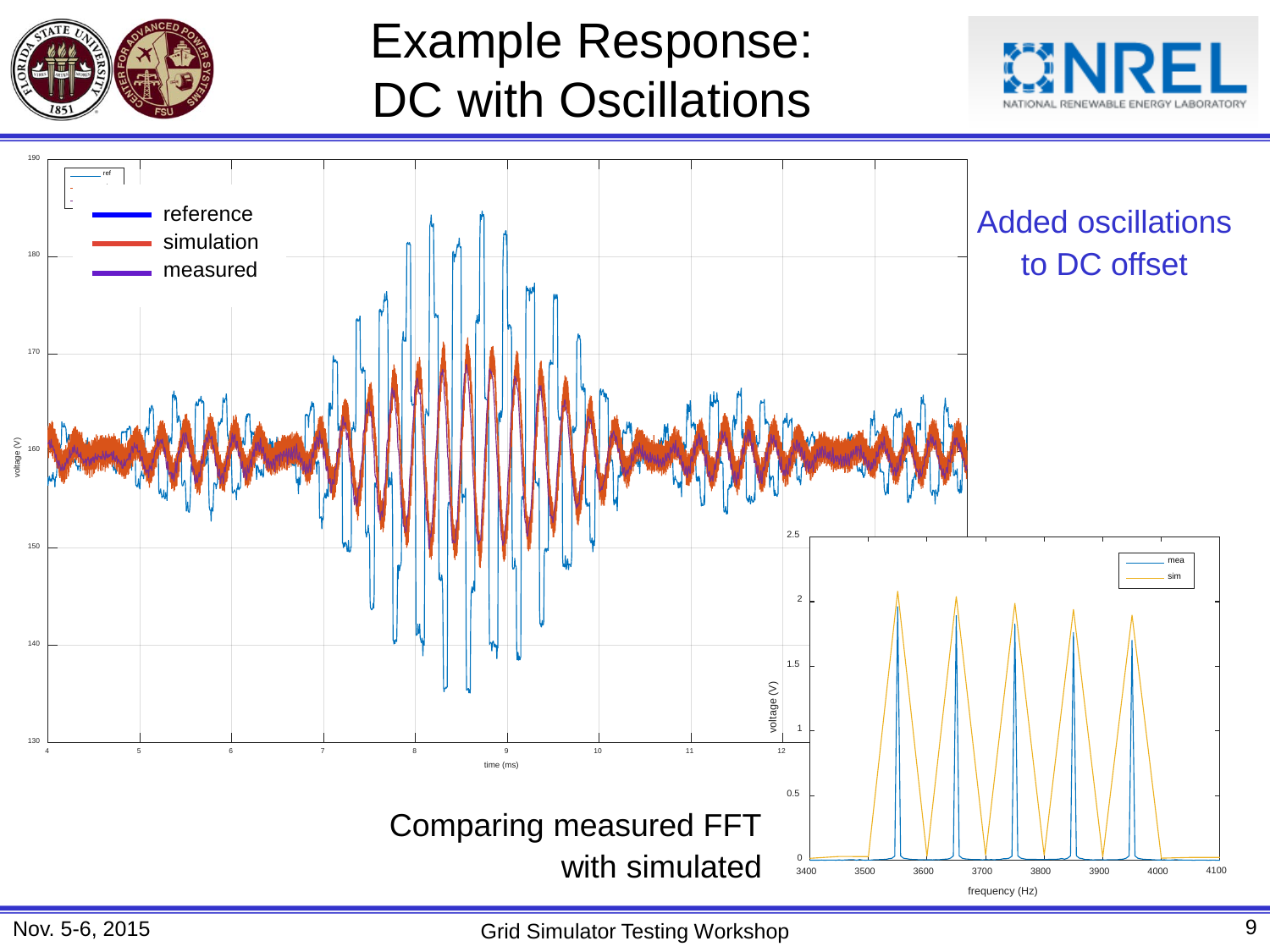# Example Response: DC with Oscillations

Added oscillations to DC offset

Comparing measured FFT with simulated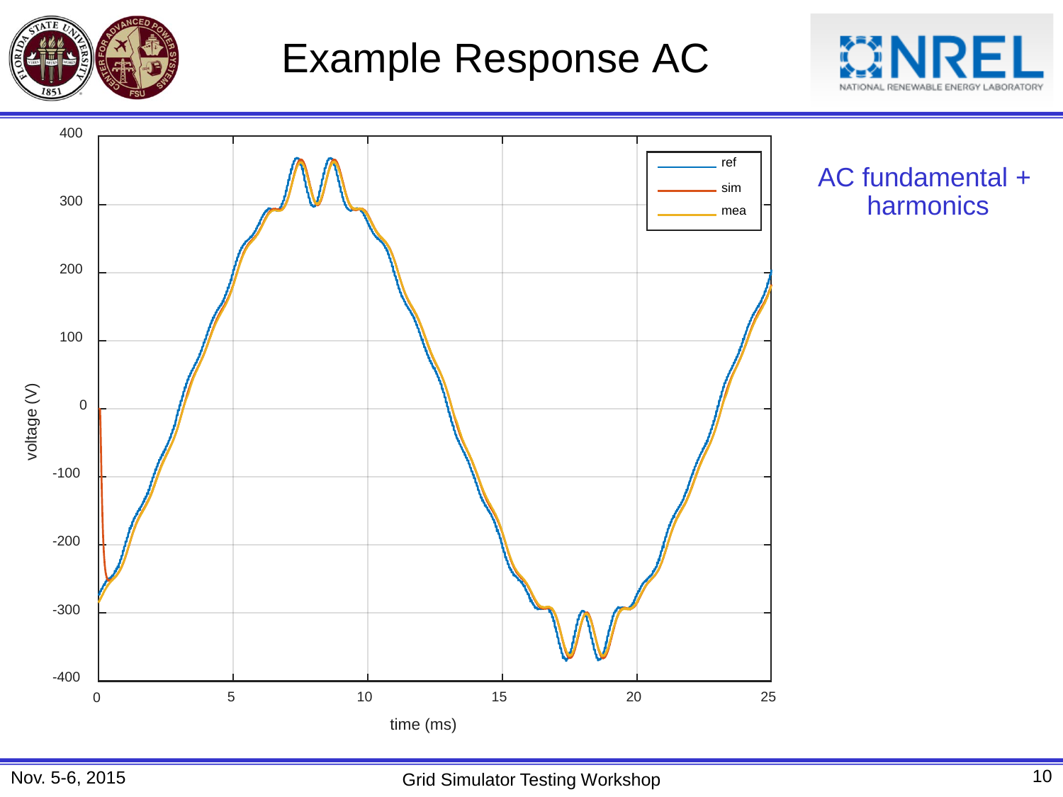# Example Response AC

AC fundamental + harmonics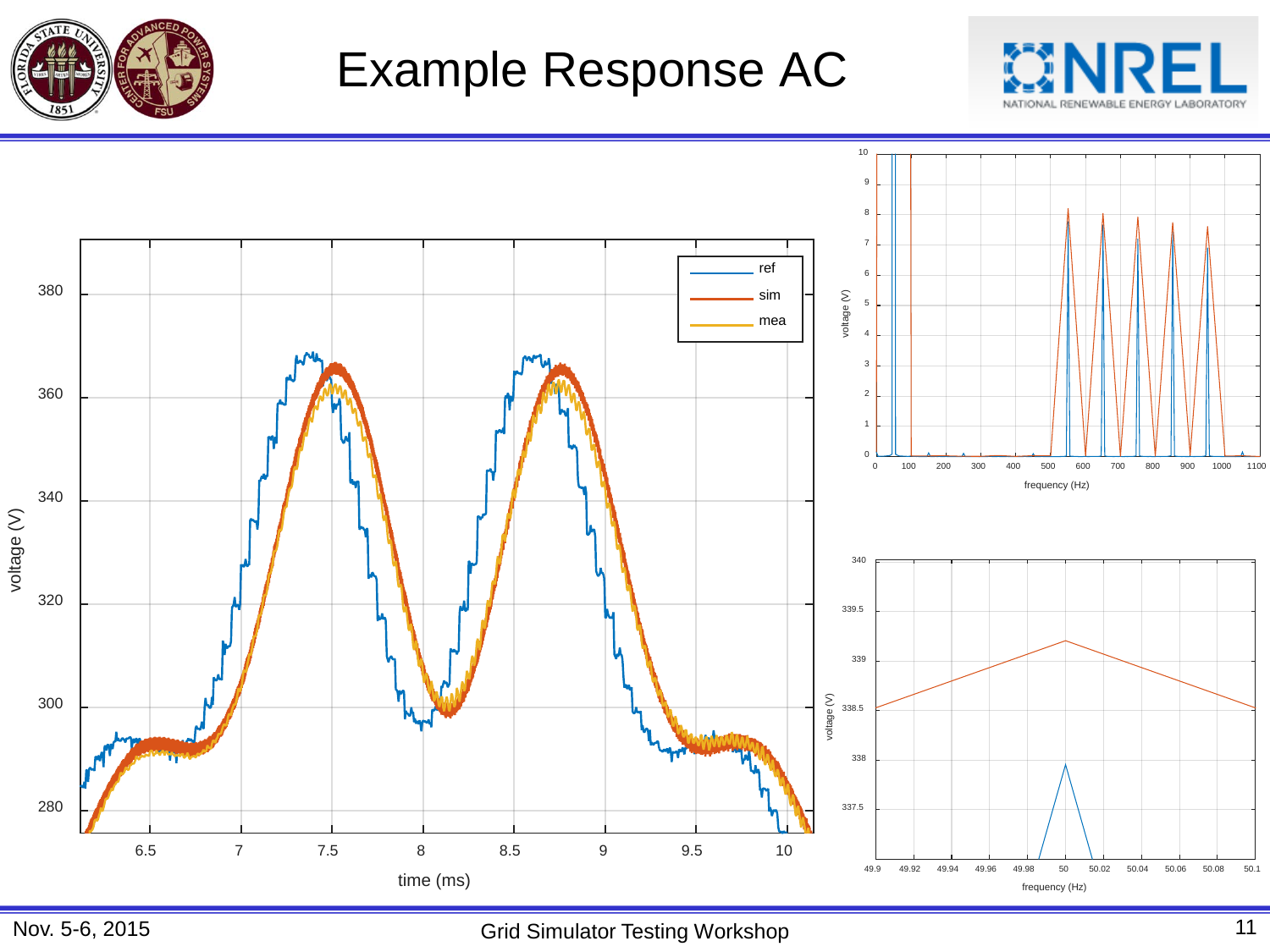# Example Response AC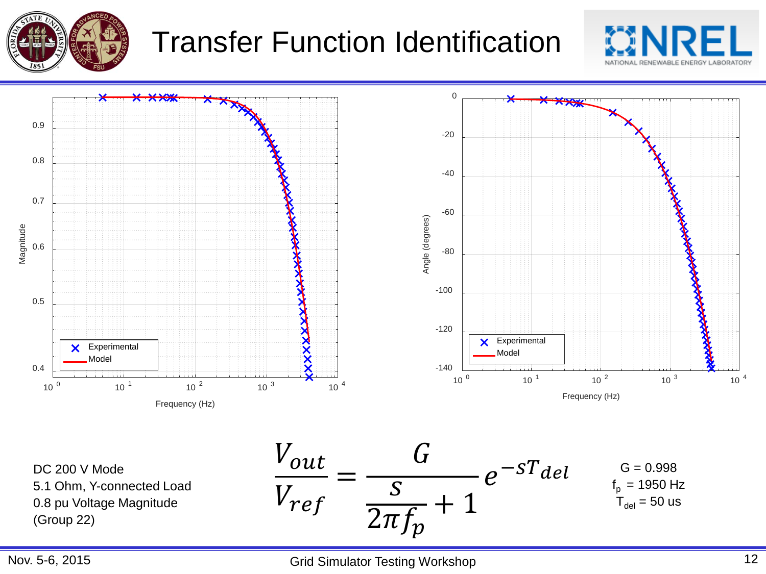# Transfer Function Identification

DC 200 V Mode
5.1 Ohm, Y-connected Load
0.8 pu Voltage Magnitude
(Group 22)

$$\frac{V_{out}}{V_{ref}} = \frac{G}{\frac{s}{2\pi f_p} + 1} e^{-sT_{del}}$$

G = 0.998
$f_p$ = 1950 Hz
$T_{del}$ = 50 us

Nov. 5-6, 2015 — Grid Simulator Testing Workshop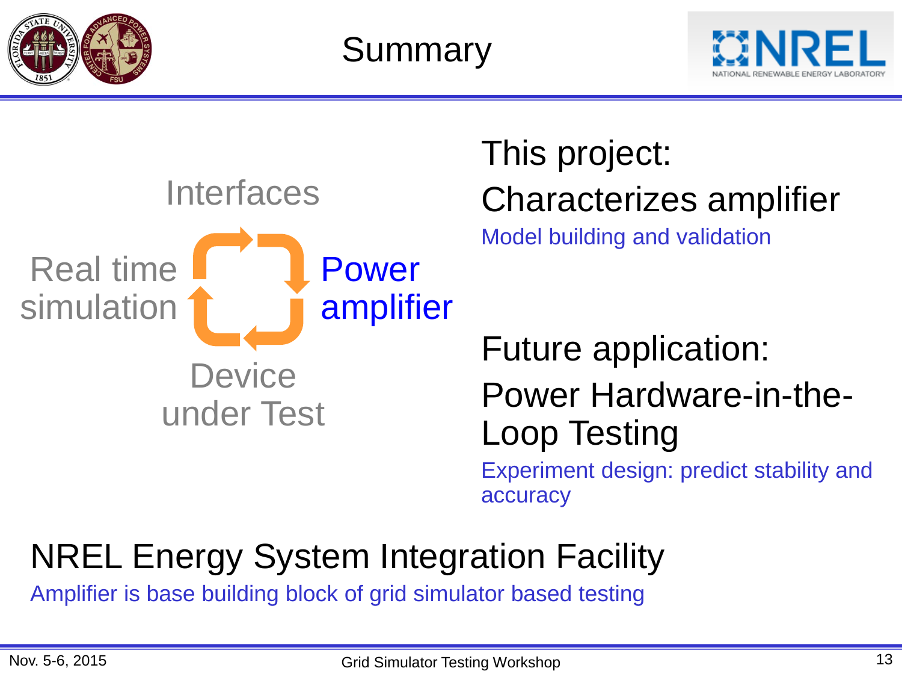# Summary

Interfaces

Real time simulation

Power amplifier

Device under Test

This project:

Characterizes amplifier

Model building and validation

Future application:

Power Hardware-in-the-Loop Testing

Experiment design: predict stability and accuracy

NREL Energy System Integration Facility

Amplifier is base building block of grid simulator based testing